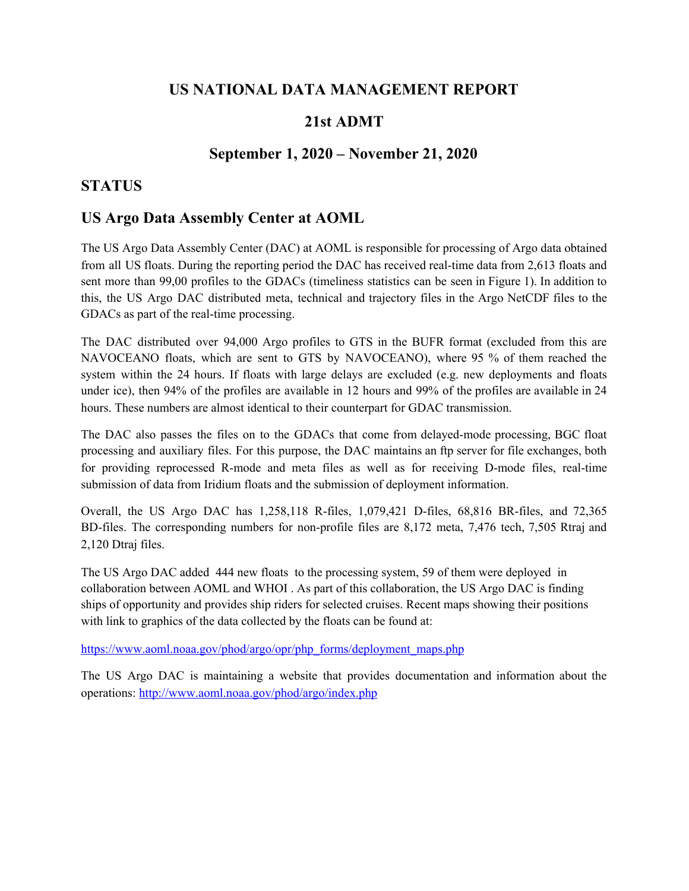# US NATIONAL DATA MANAGEMENT REPORT

# 21st ADMT

# September 1, 2020 – November 21, 2020

## STATUS

## US Argo Data Assembly Center at AOML

The US Argo Data Assembly Center (DAC) at AOML is responsible for processing of Argo data obtained from all US floats. During the reporting period the DAC has received real-time data from 2,613 floats and sent more than 99,00 profiles to the GDACs (timeliness statistics can be seen in Figure 1). In addition to this, the US Argo DAC distributed meta, technical and trajectory files in the Argo NetCDF files to the GDACs as part of the real-time processing.

The DAC distributed over 94,000 Argo profiles to GTS in the BUFR format (excluded from this are NAVOCEANO floats, which are sent to GTS by NAVOCEANO), where 95 % of them reached the system within the 24 hours. If floats with large delays are excluded (e.g. new deployments and floats under ice), then 94% of the profiles are available in 12 hours and 99% of the profiles are available in 24 hours. These numbers are almost identical to their counterpart for GDAC transmission.

The DAC also passes the files on to the GDACs that come from delayed-mode processing, BGC float processing and auxiliary files. For this purpose, the DAC maintains an ftp server for file exchanges, both for providing reprocessed R-mode and meta files as well as for receiving D-mode files, real-time submission of data from Iridium floats and the submission of deployment information.

Overall, the US Argo DAC has 1,258,118 R-files, 1,079,421 D-files, 68,816 BR-files, and 72,365 BD-files. The corresponding numbers for non-profile files are 8,172 meta, 7,476 tech, 7,505 Rtraj and 2,120 Dtraj files.

The US Argo DAC added 444 new floats to the processing system, 59 of them were deployed in collaboration between AOML and WHOI . As part of this collaboration, the US Argo DAC is finding ships of opportunity and provides ship riders for selected cruises. Recent maps showing their positions with link to graphics of the data collected by the floats can be found at:

https://www.aoml.noaa.gov/phod/argo/opr/php_forms/deployment_maps.php

The US Argo DAC is maintaining a website that provides documentation and information about the operations: http://www.aoml.noaa.gov/phod/argo/index.php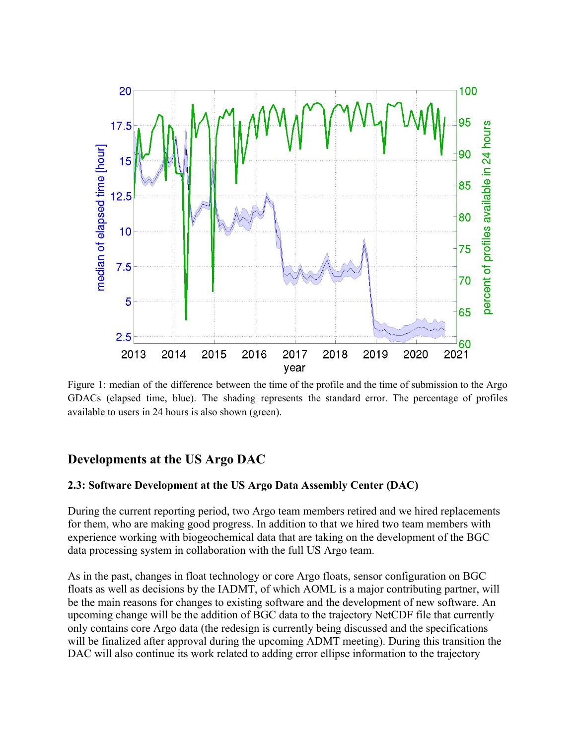Figure 1: median of the difference between the time of the profile and the time of submission to the Argo GDACs (elapsed time, blue). The shading represents the standard error. The percentage of profiles available to users in 24 hours is also shown (green).

## Developments at the US Argo DAC

### 2.3: Software Development at the US Argo Data Assembly Center (DAC)

During the current reporting period, two Argo team members retired and we hired replacements for them, who are making good progress. In addition to that we hired two team members with experience working with biogeochemical data that are taking on the development of the BGC data processing system in collaboration with the full US Argo team.

As in the past, changes in float technology or core Argo floats, sensor configuration on BGC floats as well as decisions by the IADMT, of which AOML is a major contributing partner, will be the main reasons for changes to existing software and the development of new software. An upcoming change will be the addition of BGC data to the trajectory NetCDF file that currently only contains core Argo data (the redesign is currently being discussed and the specifications will be finalized after approval during the upcoming ADMT meeting). During this transition the DAC will also continue its work related to adding error ellipse information to the trajectory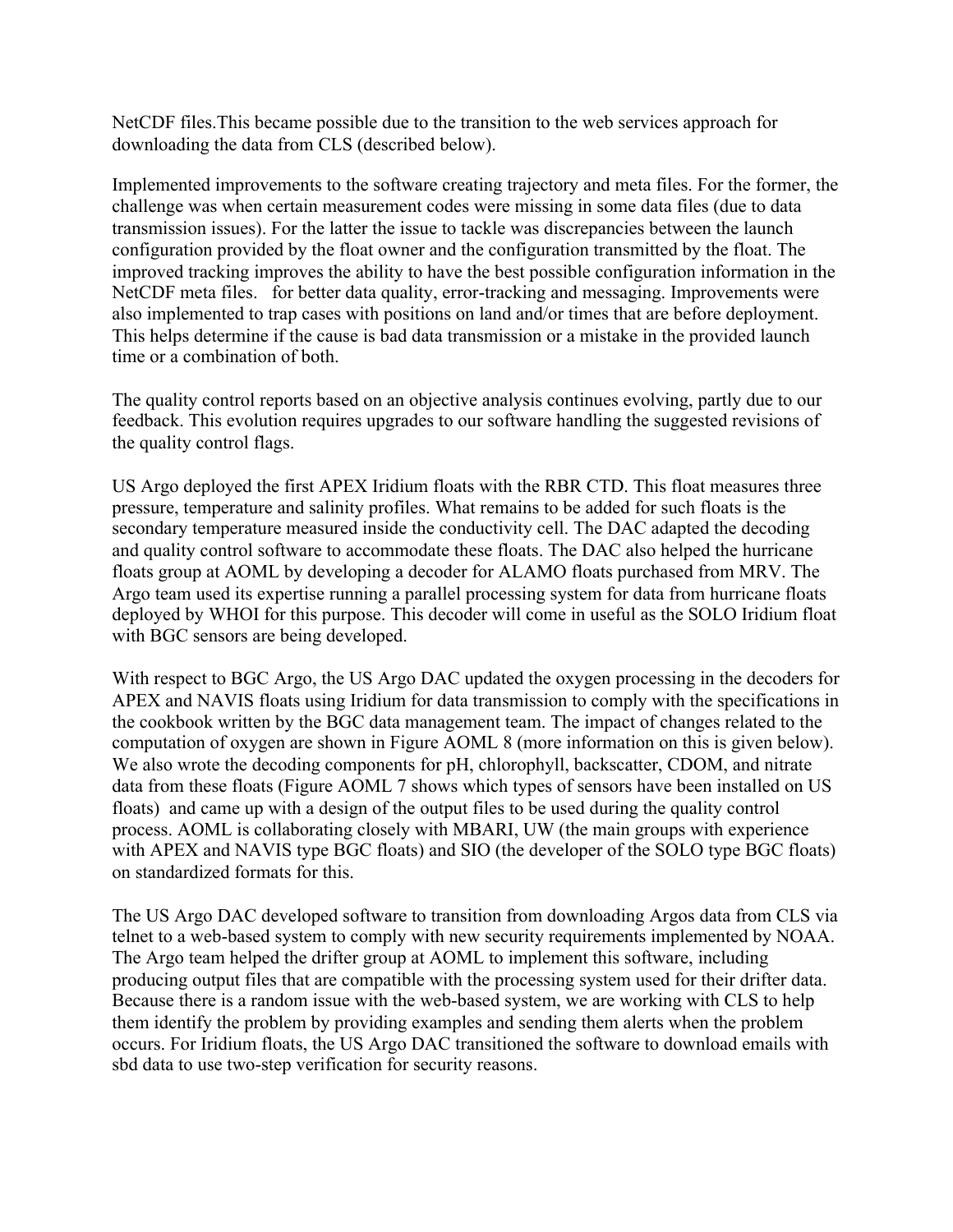NetCDF files.This became possible due to the transition to the web services approach for downloading the data from CLS (described below).

Implemented improvements to the software creating trajectory and meta files. For the former, the challenge was when certain measurement codes were missing in some data files (due to data transmission issues). For the latter the issue to tackle was discrepancies between the launch configuration provided by the float owner and the configuration transmitted by the float. The improved tracking improves the ability to have the best possible configuration information in the NetCDF meta files.   for better data quality, error-tracking and messaging. Improvements were also implemented to trap cases with positions on land and/or times that are before deployment. This helps determine if the cause is bad data transmission or a mistake in the provided launch time or a combination of both.

The quality control reports based on an objective analysis continues evolving, partly due to our feedback. This evolution requires upgrades to our software handling the suggested revisions of the quality control flags.

US Argo deployed the first APEX Iridium floats with the RBR CTD. This float measures three pressure, temperature and salinity profiles. What remains to be added for such floats is the secondary temperature measured inside the conductivity cell. The DAC adapted the decoding and quality control software to accommodate these floats. The DAC also helped the hurricane floats group at AOML by developing a decoder for ALAMO floats purchased from MRV. The Argo team used its expertise running a parallel processing system for data from hurricane floats deployed by WHOI for this purpose. This decoder will come in useful as the SOLO Iridium float with BGC sensors are being developed.

With respect to BGC Argo, the US Argo DAC updated the oxygen processing in the decoders for APEX and NAVIS floats using Iridium for data transmission to comply with the specifications in the cookbook written by the BGC data management team. The impact of changes related to the computation of oxygen are shown in Figure AOML 8 (more information on this is given below). We also wrote the decoding components for pH, chlorophyll, backscatter, CDOM, and nitrate data from these floats (Figure AOML 7 shows which types of sensors have been installed on US floats)  and came up with a design of the output files to be used during the quality control process. AOML is collaborating closely with MBARI, UW (the main groups with experience with APEX and NAVIS type BGC floats) and SIO (the developer of the SOLO type BGC floats) on standardized formats for this.

The US Argo DAC developed software to transition from downloading Argos data from CLS via telnet to a web-based system to comply with new security requirements implemented by NOAA. The Argo team helped the drifter group at AOML to implement this software, including producing output files that are compatible with the processing system used for their drifter data. Because there is a random issue with the web-based system, we are working with CLS to help them identify the problem by providing examples and sending them alerts when the problem occurs. For Iridium floats, the US Argo DAC transitioned the software to download emails with sbd data to use two-step verification for security reasons.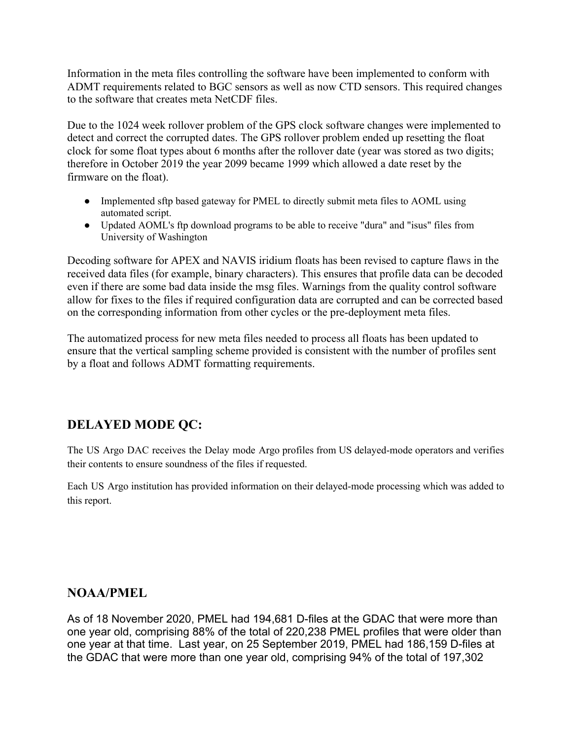Information in the meta files controlling the software have been implemented to conform with ADMT requirements related to BGC sensors as well as now CTD sensors. This required changes to the software that creates meta NetCDF files.

Due to the 1024 week rollover problem of the GPS clock software changes were implemented to detect and correct the corrupted dates. The GPS rollover problem ended up resetting the float clock for some float types about 6 months after the rollover date (year was stored as two digits; therefore in October 2019 the year 2099 became 1999 which allowed a date reset by the firmware on the float).

- Implemented sftp based gateway for PMEL to directly submit meta files to AOML using automated script.
- Updated AOML's ftp download programs to be able to receive "dura" and "isus" files from University of Washington

Decoding software for APEX and NAVIS iridium floats has been revised to capture flaws in the received data files (for example, binary characters). This ensures that profile data can be decoded even if there are some bad data inside the msg files. Warnings from the quality control software allow for fixes to the files if required configuration data are corrupted and can be corrected based on the corresponding information from other cycles or the pre-deployment meta files.

The automatized process for new meta files needed to process all floats has been updated to ensure that the vertical sampling scheme provided is consistent with the number of profiles sent by a float and follows ADMT formatting requirements.

## DELAYED MODE QC:

The US Argo DAC receives the Delay mode Argo profiles from US delayed-mode operators and verifies their contents to ensure soundness of the files if requested.

Each US Argo institution has provided information on their delayed-mode processing which was added to this report.

## NOAA/PMEL

As of 18 November 2020, PMEL had 194,681 D-files at the GDAC that were more than one year old, comprising 88% of the total of 220,238 PMEL profiles that were older than one year at that time. Last year, on 25 September 2019, PMEL had 186,159 D-files at the GDAC that were more than one year old, comprising 94% of the total of 197,302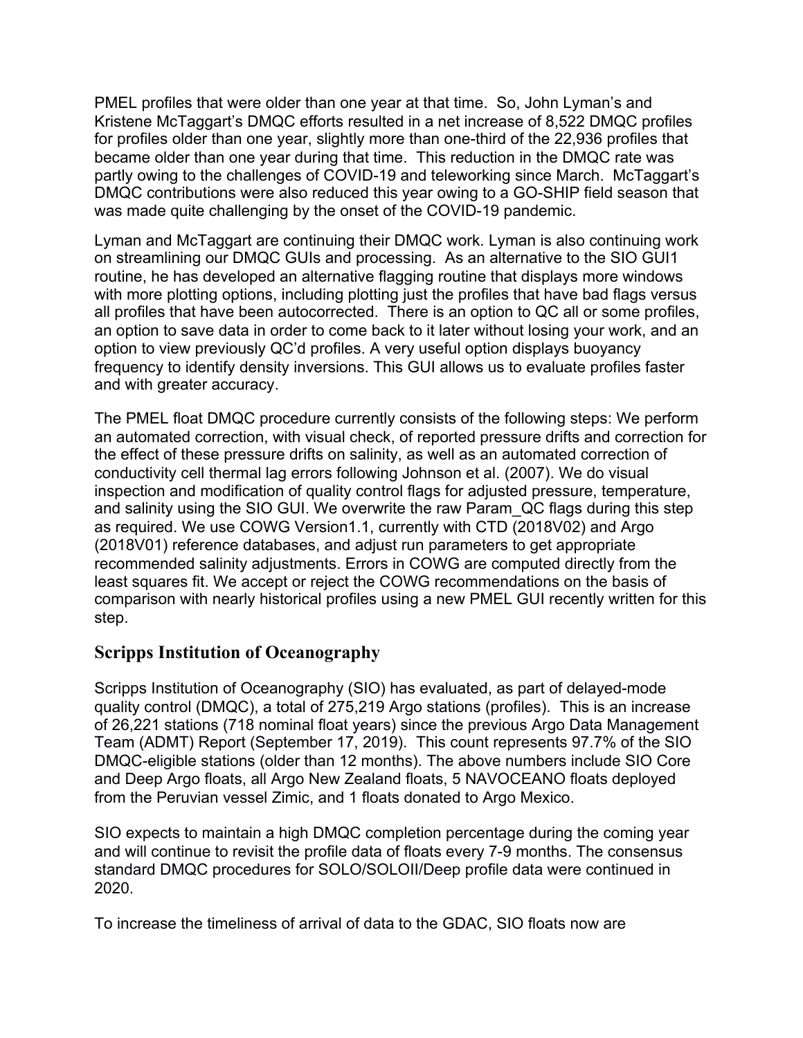PMEL profiles that were older than one year at that time. So, John Lyman's and Kristene McTaggart's DMQC efforts resulted in a net increase of 8,522 DMQC profiles for profiles older than one year, slightly more than one-third of the 22,936 profiles that became older than one year during that time. This reduction in the DMQC rate was partly owing to the challenges of COVID-19 and teleworking since March. McTaggart's DMQC contributions were also reduced this year owing to a GO-SHIP field season that was made quite challenging by the onset of the COVID-19 pandemic.

Lyman and McTaggart are continuing their DMQC work. Lyman is also continuing work on streamlining our DMQC GUIs and processing. As an alternative to the SIO GUI1 routine, he has developed an alternative flagging routine that displays more windows with more plotting options, including plotting just the profiles that have bad flags versus all profiles that have been autocorrected. There is an option to QC all or some profiles, an option to save data in order to come back to it later without losing your work, and an option to view previously QC'd profiles. A very useful option displays buoyancy frequency to identify density inversions. This GUI allows us to evaluate profiles faster and with greater accuracy.

The PMEL float DMQC procedure currently consists of the following steps: We perform an automated correction, with visual check, of reported pressure drifts and correction for the effect of these pressure drifts on salinity, as well as an automated correction of conductivity cell thermal lag errors following Johnson et al. (2007). We do visual inspection and modification of quality control flags for adjusted pressure, temperature, and salinity using the SIO GUI. We overwrite the raw Param_QC flags during this step as required. We use COWG Version1.1, currently with CTD (2018V02) and Argo (2018V01) reference databases, and adjust run parameters to get appropriate recommended salinity adjustments. Errors in COWG are computed directly from the least squares fit. We accept or reject the COWG recommendations on the basis of comparison with nearly historical profiles using a new PMEL GUI recently written for this step.

## Scripps Institution of Oceanography

Scripps Institution of Oceanography (SIO) has evaluated, as part of delayed-mode quality control (DMQC), a total of 275,219 Argo stations (profiles). This is an increase of 26,221 stations (718 nominal float years) since the previous Argo Data Management Team (ADMT) Report (September 17, 2019). This count represents 97.7% of the SIO DMQC-eligible stations (older than 12 months). The above numbers include SIO Core and Deep Argo floats, all Argo New Zealand floats, 5 NAVOCEANO floats deployed from the Peruvian vessel Zimic, and 1 floats donated to Argo Mexico.

SIO expects to maintain a high DMQC completion percentage during the coming year and will continue to revisit the profile data of floats every 7-9 months. The consensus standard DMQC procedures for SOLO/SOLOII/Deep profile data were continued in 2020.

To increase the timeliness of arrival of data to the GDAC, SIO floats now are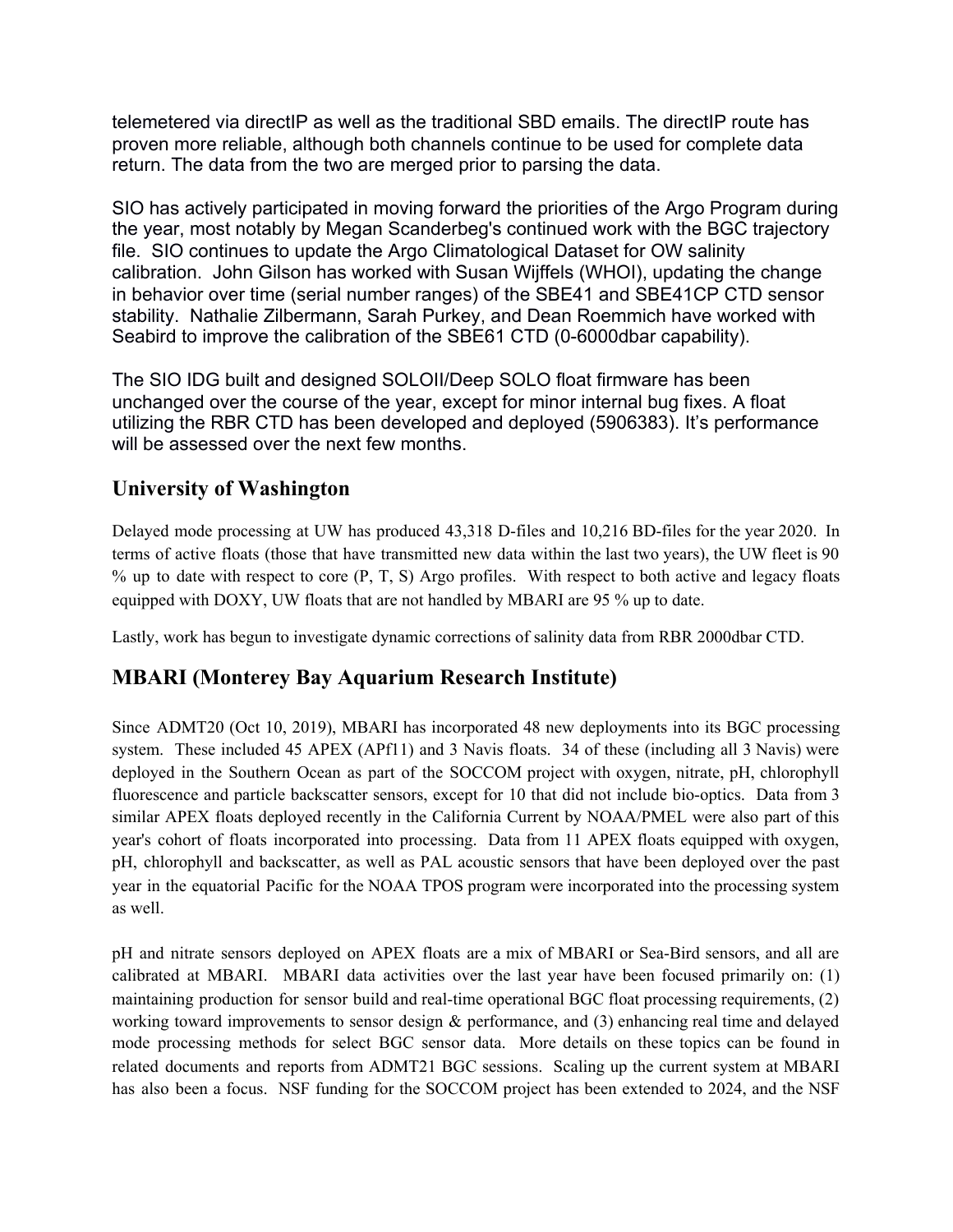telemetered via directIP as well as the traditional SBD emails. The directIP route has proven more reliable, although both channels continue to be used for complete data return. The data from the two are merged prior to parsing the data.

SIO has actively participated in moving forward the priorities of the Argo Program during the year, most notably by Megan Scanderbeg's continued work with the BGC trajectory file. SIO continues to update the Argo Climatological Dataset for OW salinity calibration. John Gilson has worked with Susan Wijffels (WHOI), updating the change in behavior over time (serial number ranges) of the SBE41 and SBE41CP CTD sensor stability. Nathalie Zilbermann, Sarah Purkey, and Dean Roemmich have worked with Seabird to improve the calibration of the SBE61 CTD (0-6000dbar capability).

The SIO IDG built and designed SOLOII/Deep SOLO float firmware has been unchanged over the course of the year, except for minor internal bug fixes. A float utilizing the RBR CTD has been developed and deployed (5906383). It's performance will be assessed over the next few months.

## University of Washington

Delayed mode processing at UW has produced 43,318 D-files and 10,216 BD-files for the year 2020. In terms of active floats (those that have transmitted new data within the last two years), the UW fleet is 90 % up to date with respect to core (P, T, S) Argo profiles. With respect to both active and legacy floats equipped with DOXY, UW floats that are not handled by MBARI are 95 % up to date.

Lastly, work has begun to investigate dynamic corrections of salinity data from RBR 2000dbar CTD.

## MBARI (Monterey Bay Aquarium Research Institute)

Since ADMT20 (Oct 10, 2019), MBARI has incorporated 48 new deployments into its BGC processing system. These included 45 APEX (APf11) and 3 Navis floats. 34 of these (including all 3 Navis) were deployed in the Southern Ocean as part of the SOCCOM project with oxygen, nitrate, pH, chlorophyll fluorescence and particle backscatter sensors, except for 10 that did not include bio-optics. Data from 3 similar APEX floats deployed recently in the California Current by NOAA/PMEL were also part of this year's cohort of floats incorporated into processing. Data from 11 APEX floats equipped with oxygen, pH, chlorophyll and backscatter, as well as PAL acoustic sensors that have been deployed over the past year in the equatorial Pacific for the NOAA TPOS program were incorporated into the processing system as well.

pH and nitrate sensors deployed on APEX floats are a mix of MBARI or Sea-Bird sensors, and all are calibrated at MBARI. MBARI data activities over the last year have been focused primarily on: (1) maintaining production for sensor build and real-time operational BGC float processing requirements, (2) working toward improvements to sensor design & performance, and (3) enhancing real time and delayed mode processing methods for select BGC sensor data. More details on these topics can be found in related documents and reports from ADMT21 BGC sessions. Scaling up the current system at MBARI has also been a focus. NSF funding for the SOCCOM project has been extended to 2024, and the NSF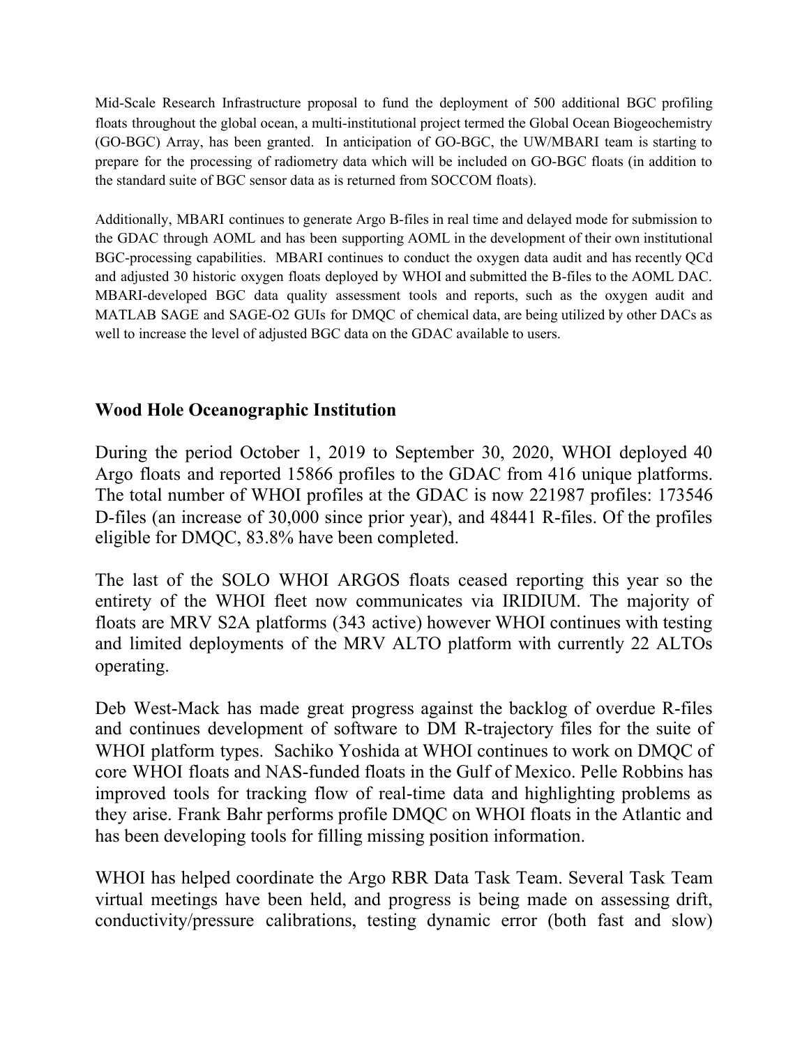Mid-Scale Research Infrastructure proposal to fund the deployment of 500 additional BGC profiling floats throughout the global ocean, a multi-institutional project termed the Global Ocean Biogeochemistry (GO-BGC) Array, has been granted. In anticipation of GO-BGC, the UW/MBARI team is starting to prepare for the processing of radiometry data which will be included on GO-BGC floats (in addition to the standard suite of BGC sensor data as is returned from SOCCOM floats).

Additionally, MBARI continues to generate Argo B-files in real time and delayed mode for submission to the GDAC through AOML and has been supporting AOML in the development of their own institutional BGC-processing capabilities. MBARI continues to conduct the oxygen data audit and has recently QCd and adjusted 30 historic oxygen floats deployed by WHOI and submitted the B-files to the AOML DAC. MBARI-developed BGC data quality assessment tools and reports, such as the oxygen audit and MATLAB SAGE and SAGE-O2 GUIs for DMQC of chemical data, are being utilized by other DACs as well to increase the level of adjusted BGC data on the GDAC available to users.

## Wood Hole Oceanographic Institution

During the period October 1, 2019 to September 30, 2020, WHOI deployed 40 Argo floats and reported 15866 profiles to the GDAC from 416 unique platforms. The total number of WHOI profiles at the GDAC is now 221987 profiles: 173546 D-files (an increase of 30,000 since prior year), and 48441 R-files. Of the profiles eligible for DMQC, 83.8% have been completed.

The last of the SOLO WHOI ARGOS floats ceased reporting this year so the entirety of the WHOI fleet now communicates via IRIDIUM. The majority of floats are MRV S2A platforms (343 active) however WHOI continues with testing and limited deployments of the MRV ALTO platform with currently 22 ALTOs operating.

Deb West-Mack has made great progress against the backlog of overdue R-files and continues development of software to DM R-trajectory files for the suite of WHOI platform types. Sachiko Yoshida at WHOI continues to work on DMQC of core WHOI floats and NAS-funded floats in the Gulf of Mexico. Pelle Robbins has improved tools for tracking flow of real-time data and highlighting problems as they arise. Frank Bahr performs profile DMQC on WHOI floats in the Atlantic and has been developing tools for filling missing position information.

WHOI has helped coordinate the Argo RBR Data Task Team. Several Task Team virtual meetings have been held, and progress is being made on assessing drift, conductivity/pressure calibrations, testing dynamic error (both fast and slow)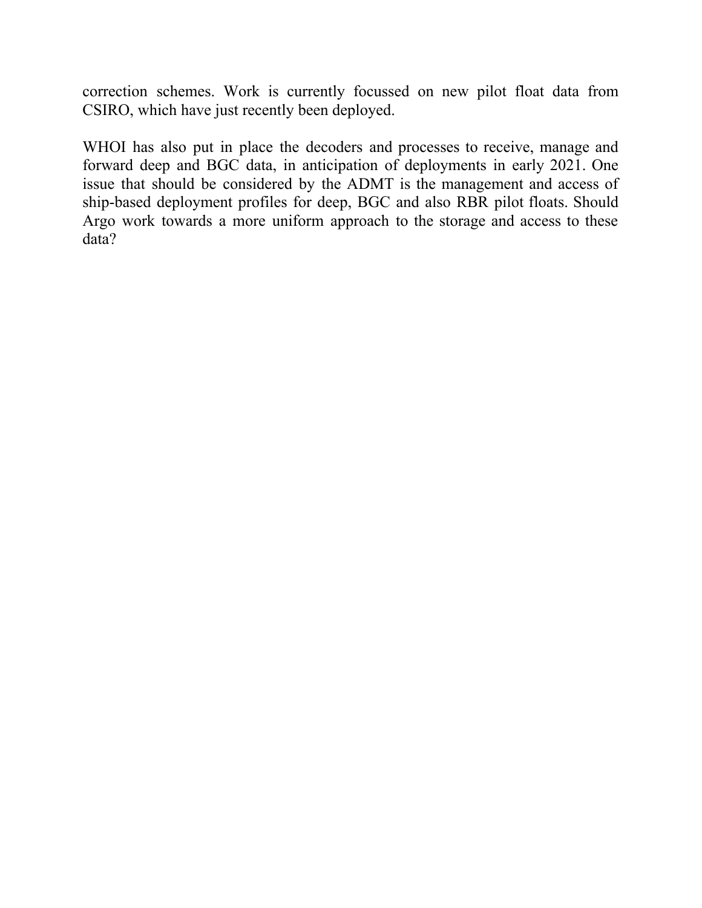correction schemes. Work is currently focussed on new pilot float data from CSIRO, which have just recently been deployed.

WHOI has also put in place the decoders and processes to receive, manage and forward deep and BGC data, in anticipation of deployments in early 2021. One issue that should be considered by the ADMT is the management and access of ship-based deployment profiles for deep, BGC and also RBR pilot floats. Should Argo work towards a more uniform approach to the storage and access to these data?